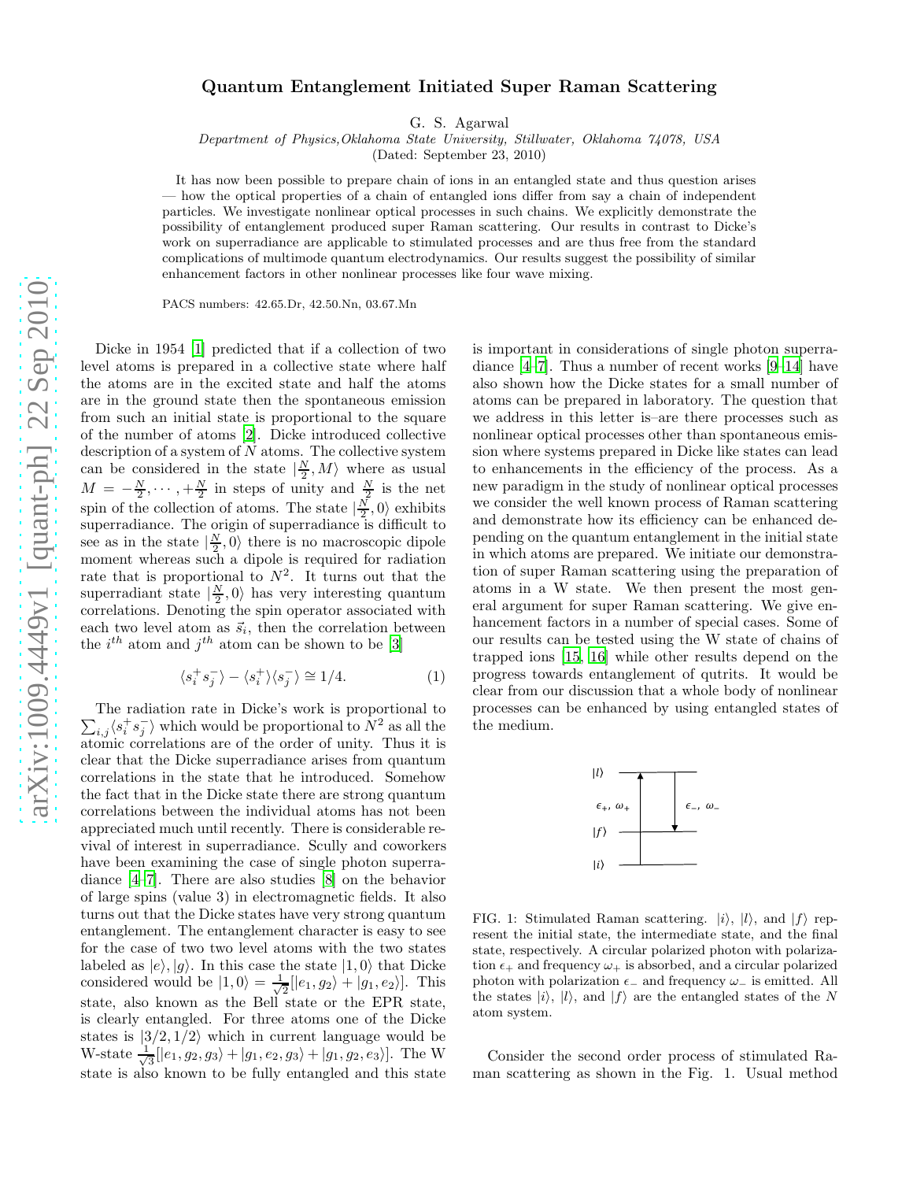# Quantum Entanglement Initiated Super Raman Scattering

G. S. Agarwal

*Department of Physics,Oklahoma State University, Stillwater, Oklahoma 74078, USA*

(Dated: September 23, 2010)

It has now been possible to prepare chain of ions in an entangled state and thus question arises — how the optical properties of a chain of entangled ions differ from say a chain of independent particles. We investigate nonlinear optical processes in such chains. We explicitly demonstrate the possibility of entanglement produced super Raman scattering. Our results in contrast to Dicke's work on superradiance are applicable to stimulated processes and are thus free from the standard complications of multimode quantum electrodynamics. Our results suggest the possibility of similar enhancement factors in other nonlinear processes like four wave mixing.

PACS numbers: 42.65.Dr, 42.50.Nn, 03.67.Mn

Dicke in 1954 [1] predicted that if a collection of two level atoms is prepared in a collective state where half the atoms are in the excited state and half the atoms are in the ground state then the spontaneous emission from such an initial state is proportional to the square of the number of atoms [2]. Dicke introduced collective description of a system of $N$ atoms. The collective system can be considered in the state $|\frac{N}{2}, M\rangle$ where as usual $M = -\frac{N}{2}, \cdots, +\frac{N}{2}$ in steps of unity and $\frac{N}{2}$ is the net spin of the collection of atoms. The state $|\frac{N}{2}, 0\rangle$ exhibits superradiance. The origin of superradiance is difficult to see as in the state $|\frac{N}{2}, 0\rangle$ there is no macroscopic dipole moment whereas such a dipole is required for radiation rate that is proportional to $N^2$. It turns out that the superradiant state $|\frac{N}{2}, 0\rangle$ has very interesting quantum correlations. Denoting the spin operator associated with each two level atom as $\vec{s}_i$, then the correlation between the $i^{th}$ atom and $j^{th}$ atom can be shown to be [3]

$$\langle s_i^+ s_j^- \rangle - \langle s_i^+ \rangle \langle s_j^- \rangle \cong 1/4. \tag{1}$$

The radiation rate in Dicke's work is proportional to $\sum_{i,j} \langle s_i^+ s_j^- \rangle$ which would be proportional to $N^2$ as all the atomic correlations are of the order of unity. Thus it is clear that the Dicke superradiance arises from quantum correlations in the state that he introduced. Somehow the fact that in the Dicke state there are strong quantum correlations between the individual atoms has not been appreciated much until recently. There is considerable revival of interest in superradiance. Scully and coworkers have been examining the case of single photon superradiance [4–7]. There are also studies [8] on the behavior of large spins (value 3) in electromagnetic fields. It also turns out that the Dicke states have very strong quantum entanglement. The entanglement character is easy to see for the case of two two level atoms with the two states labeled as $|e\rangle, |g\rangle$. In this case the state $|1, 0\rangle$ that Dicke considered would be $|1, 0\rangle = \frac{1}{\sqrt{2}}[|e_1, g_2\rangle + |g_1, e_2\rangle]$. This state, also known as the Bell state or the EPR state, is clearly entangled. For three atoms one of the Dicke states is $|3/2, 1/2\rangle$ which in current language would be W-state $\frac{1}{\sqrt{3}}[|e_1, g_2, g_3\rangle + |g_1, e_2, g_3\rangle + |g_1, g_2, e_3\rangle]$. The W state is also known to be fully entangled and this state is important in considerations of single photon superradiance [4–7]. Thus a number of recent works [9–14] have also shown how the Dicke states for a small number of atoms can be prepared in laboratory. The question that we address in this letter is–are there processes such as nonlinear optical processes other than spontaneous emission where systems prepared in Dicke like states can lead to enhancements in the efficiency of the process. As a new paradigm in the study of nonlinear optical processes we consider the well known process of Raman scattering and demonstrate how its efficiency can be enhanced depending on the quantum entanglement in the initial state in which atoms are prepared. We initiate our demonstration of super Raman scattering using the preparation of atoms in a W state. We then present the most general argument for super Raman scattering. We give enhancement factors in a number of special cases. Some of our results can be tested using the W state of chains of trapped ions [15, 16] while other results depend on the progress towards entanglement of qutrits. It would be clear from our discussion that a whole body of nonlinear processes can be enhanced by using entangled states of the medium.

FIG. 1: Stimulated Raman scattering. $|i\rangle$, $|l\rangle$, and $|f\rangle$ represent the initial state, the intermediate state, and the final state, respectively. A circular polarized photon with polarization $\epsilon_+$ and frequency $\omega_+$ is absorbed, and a circular polarized photon with polarization $\epsilon_-$ and frequency $\omega_-$ is emitted. All the states $|i\rangle$, $|l\rangle$, and $|f\rangle$ are the entangled states of the $N$ atom system.

Consider the second order process of stimulated Raman scattering as shown in the Fig. 1. Usual method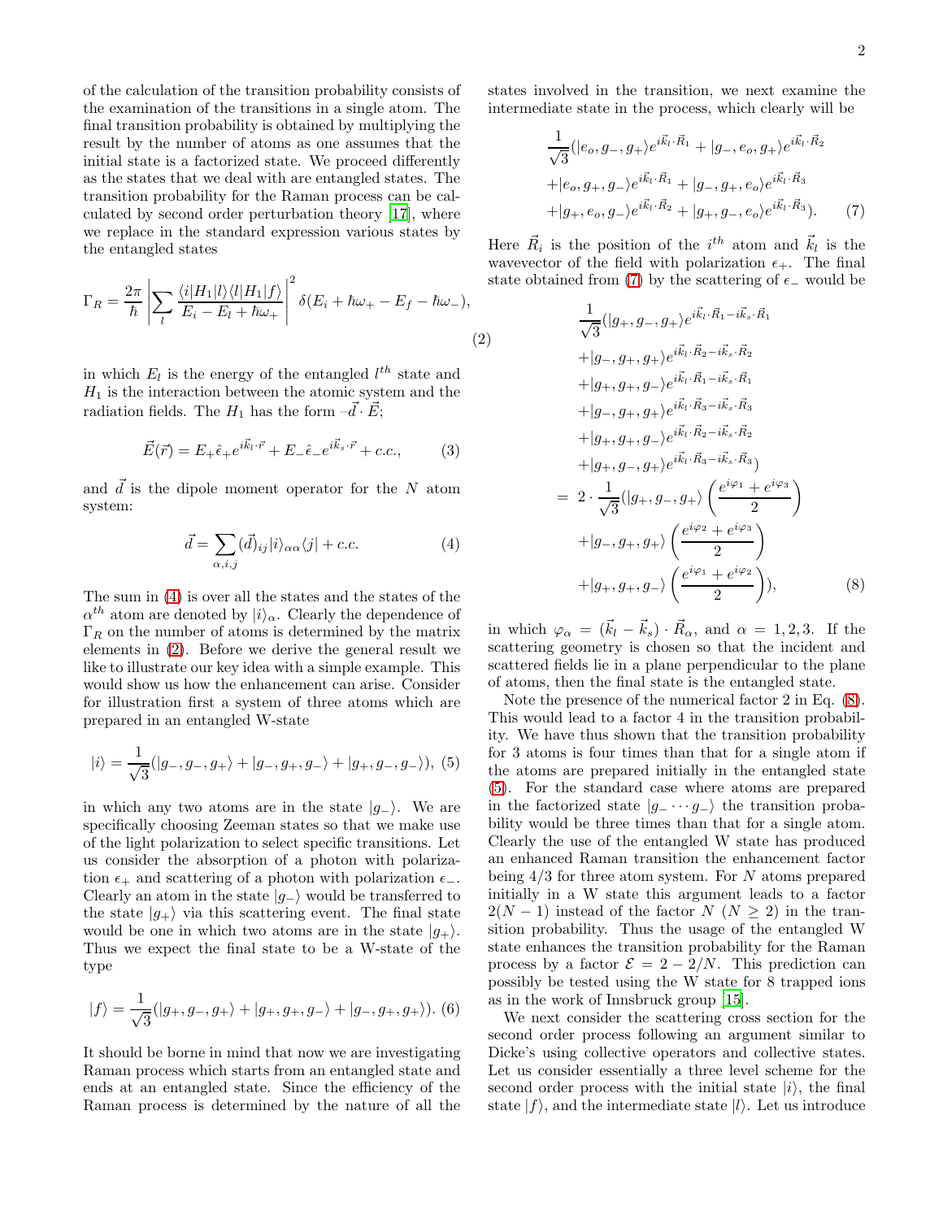of the calculation of the transition probability consists of the examination of the transitions in a single atom. The final transition probability is obtained by multiplying the result by the number of atoms as one assumes that the initial state is a factorized state. We proceed differently as the states that we deal with are entangled states. The transition probability for the Raman process can be calculated by second order perturbation theory [17], where we replace in the standard expression various states by the entangled states

$$\Gamma_R = \frac{2\pi}{\hbar}\left|\sum_l \frac{\langle i|H_1|l\rangle\langle l|H_1|f\rangle}{E_i - E_l + \hbar\omega_+}\right|^2 \delta(E_i + \hbar\omega_+ - E_f - \hbar\omega_-), \tag{2}$$

in which $E_l$ is the energy of the entangled $l^{th}$ state and $H_1$ is the interaction between the atomic system and the radiation fields. The $H_1$ has the form $-\vec{d}\cdot\vec{E}$;

$$\vec{E}(\vec{r}) = E_+\hat{\epsilon}_+ e^{i\vec{k}_l\cdot\vec{r}} + E_-\hat{\epsilon}_- e^{i\vec{k}_s\cdot\vec{r}} + c.c., \tag{3}$$

and $\vec{d}$ is the dipole moment operator for the $N$ atom system:

$$\vec{d} = \sum_{\alpha,i,j} (\vec{d})_{ij} |i\rangle_{\alpha\alpha}\langle j| + c.c. \tag{4}$$

The sum in (4) is over all the states and the states of the $\alpha^{th}$ atom are denoted by $|i\rangle_\alpha$. Clearly the dependence of $\Gamma_R$ on the number of atoms is determined by the matrix elements in (2). Before we derive the general result we like to illustrate our key idea with a simple example. This would show us how the enhancement can arise. Consider for illustration first a system of three atoms which are prepared in an entangled W-state

$$|i\rangle = \frac{1}{\sqrt{3}}(|g_-, g_-, g_+\rangle + |g_-, g_+, g_-\rangle + |g_+, g_-, g_-\rangle), \tag{5}$$

in which any two atoms are in the state $|g_-\rangle$. We are specifically choosing Zeeman states so that we make use of the light polarization to select specific transitions. Let us consider the absorption of a photon with polarization $\epsilon_+$ and scattering of a photon with polarization $\epsilon_-$. Clearly an atom in the state $|g_-\rangle$ would be transferred to the state $|g_+\rangle$ via this scattering event. The final state would be one in which two atoms are in the state $|g_+\rangle$. Thus we expect the final state to be a W-state of the type

$$|f\rangle = \frac{1}{\sqrt{3}}(|g_+, g_-, g_+\rangle + |g_+, g_+, g_-\rangle + |g_-, g_+, g_+\rangle). \tag{6}$$

It should be borne in mind that now we are investigating Raman process which starts from an entangled state and ends at an entangled state. Since the efficiency of the Raman process is determined by the nature of all the states involved in the transition, we next examine the intermediate state in the process, which clearly will be

$$\begin{aligned}
&\frac{1}{\sqrt{3}}(|e_o, g_-, g_+\rangle e^{i\vec{k}_l\cdot\vec{R}_1} + |g_-, e_o, g_+\rangle e^{i\vec{k}_l\cdot\vec{R}_2} \\
&+|e_o, g_+, g_-\rangle e^{i\vec{k}_l\cdot\vec{R}_1} + |g_-, g_+, e_o\rangle e^{i\vec{k}_l\cdot\vec{R}_3} \\
&+|g_+, e_o, g_-\rangle e^{i\vec{k}_l\cdot\vec{R}_2} + |g_+, g_-, e_o\rangle e^{i\vec{k}_l\cdot\vec{R}_3}).
\end{aligned} \tag{7}$$

Here $\vec{R}_i$ is the position of the $i^{th}$ atom and $\vec{k}_l$ is the wavevector of the field with polarization $\epsilon_+$. The final state obtained from (7) by the scattering of $\epsilon_-$ would be

$$\begin{aligned}
&\frac{1}{\sqrt{3}}(|g_+, g_-, g_+\rangle e^{i\vec{k}_l\cdot\vec{R}_1 - i\vec{k}_s\cdot\vec{R}_1} \\
&+|g_-, g_+, g_+\rangle e^{i\vec{k}_l\cdot\vec{R}_2 - i\vec{k}_s\cdot\vec{R}_2} \\
&+|g_+, g_+, g_-\rangle e^{i\vec{k}_l\cdot\vec{R}_1 - i\vec{k}_s\cdot\vec{R}_1} \\
&+|g_-, g_+, g_+\rangle e^{i\vec{k}_l\cdot\vec{R}_3 - i\vec{k}_s\cdot\vec{R}_3} \\
&+|g_+, g_+, g_-\rangle e^{i\vec{k}_l\cdot\vec{R}_2 - i\vec{k}_s\cdot\vec{R}_2} \\
&+|g_+, g_-, g_+\rangle e^{i\vec{k}_l\cdot\vec{R}_3 - i\vec{k}_s\cdot\vec{R}_3}) \\
&= 2\cdot\frac{1}{\sqrt{3}}(|g_+, g_-, g_+\rangle\left(\frac{e^{i\varphi_1} + e^{i\varphi_3}}{2}\right) \\
&+|g_-, g_+, g_+\rangle\left(\frac{e^{i\varphi_2} + e^{i\varphi_3}}{2}\right) \\
&+|g_+, g_+, g_-\rangle\left(\frac{e^{i\varphi_1} + e^{i\varphi_2}}{2}\right)),
\end{aligned} \tag{8}$$

in which $\varphi_\alpha = (\vec{k}_l - \vec{k}_s)\cdot\vec{R}_\alpha$, and $\alpha = 1, 2, 3$. If the scattering geometry is chosen so that the incident and scattered fields lie in a plane perpendicular to the plane of atoms, then the final state is the entangled state.

Note the presence of the numerical factor 2 in Eq. (8). This would lead to a factor 4 in the transition probability. We have thus shown that the transition probability for 3 atoms is four times than that for a single atom if the atoms are prepared initially in the entangled state (5). For the standard case where atoms are prepared in the factorized state $|g_- \cdots g_-\rangle$ the transition probability would be three times than that for a single atom. Clearly the use of the entangled W state has produced an enhanced Raman transition the enhancement factor being 4/3 for three atom system. For $N$ atoms prepared initially in a W state this argument leads to a factor $2(N-1)$ instead of the factor $N$ ($N \geq 2$) in the transition probability. Thus the usage of the entangled W state enhances the transition probability for the Raman process by a factor $\mathcal{E} = 2 - 2/N$. This prediction can possibly be tested using the W state for 8 trapped ions as in the work of Innsbruck group [15].

We next consider the scattering cross section for the second order process following an argument similar to Dicke's using collective operators and collective states. Let us consider essentially a three level scheme for the second order process with the initial state $|i\rangle$, the final state $|f\rangle$, and the intermediate state $|l\rangle$. Let us introduce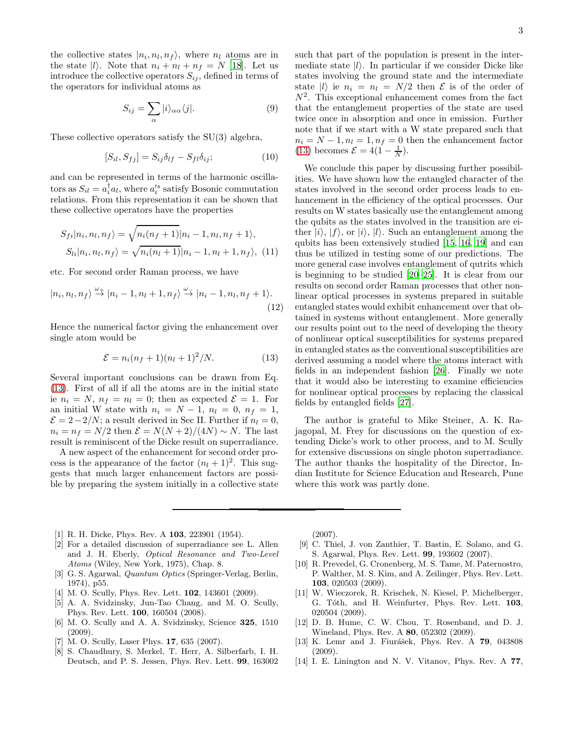the collective states $|n_i, n_l, n_f\rangle$, where $n_l$ atoms are in the state $|l\rangle$. Note that $n_i + n_l + n_f = N$ [18]. Let us introduce the collective operators $S_{ij}$, defined in terms of the operators for individual atoms as

$$S_{ij} = \sum_{\alpha} |i\rangle_{\alpha\alpha}\langle j|. \tag{9}$$

These collective operators satisfy the SU(3) algebra,

$$[S_{il}, S_{fj}] = S_{ij}\delta_{lf} - S_{fl}\delta_{ij}; \tag{10}$$

and can be represented in terms of the harmonic oscillators as $S_{il} = a_i^\dagger a_l$, where $a_i^{\prime s}$ satisfy Bosonic commutation relations. From this representation it can be shown that these collective operators have the properties

$$S_{fi}|n_i, n_l, n_f\rangle = \sqrt{n_i(n_f+1)}|n_i - 1, n_l, n_f + 1\rangle,$$
$$S_{li}|n_i, n_l, n_f\rangle = \sqrt{n_i(n_l+1)}|n_i - 1, n_l + 1, n_f\rangle, \tag{11}$$

etc. For second order Raman process, we have

$$|n_i, n_l, n_f\rangle \overset{\omega_+}{\to} |n_i - 1, n_l + 1, n_f\rangle \overset{\omega_-}{\to} |n_i - 1, n_l, n_f + 1\rangle. \tag{12}$$

Hence the numerical factor giving the enhancement over single atom would be

$$\mathcal{E} = n_i(n_f + 1)(n_l + 1)^2/N. \tag{13}$$

Several important conclusions can be drawn from Eq. (13). First of all if all the atoms are in the initial state ie $n_i = N$, $n_f = n_l = 0$; then as expected $\mathcal{E} = 1$. For an initial W state with $n_i = N - 1$, $n_l = 0$, $n_f = 1$, $\mathcal{E} = 2 - 2/N$; a result derived in Sec II. Further if $n_l = 0$, $n_i = n_f = N/2$ then $\mathcal{E} = N(N+2)/(4N) \sim N$. The last result is reminiscent of the Dicke result on superradiance.

A new aspect of the enhancement for second order process is the appearance of the factor $(n_l + 1)^2$. This suggests that much larger enhancement factors are possible by preparing the system initially in a collective state such that part of the population is present in the intermediate state $|l\rangle$. In particular if we consider Dicke like states involving the ground state and the intermediate state $|l\rangle$ ie $n_i = n_l = N/2$ then $\mathcal{E}$ is of the order of $N^2$. This exceptional enhancement comes from the fact that the entanglement properties of the state are used twice once in absorption and once in emission. Further note that if we start with a W state prepared such that $n_i = N-1, n_l = 1, n_f = 0$ then the enhancement factor (13) becomes $\mathcal{E} = 4(1 - \frac{1}{N})$.

We conclude this paper by discussing further possibilities. We have shown how the entangled character of the states involved in the second order process leads to enhancement in the efficiency of the optical processes. Our results on W states basically use the entanglement among the qubits as the states involved in the transition are either $|i\rangle$, $|f\rangle$, or $|i\rangle$, $|l\rangle$. Such an entanglement among the qubits has been extensively studied [15, 16, 19] and can thus be utilized in testing some of our predictions. The more general case involves entanglement of qutrits which is beginning to be studied [20–25]. It is clear from our results on second order Raman processes that other nonlinear optical processes in systems prepared in suitable entangled states would exhibit enhancement over that obtained in systems without entanglement. More generally our results point out to the need of developing the theory of nonlinear optical susceptibilities for systems prepared in entangled states as the conventional susceptibilities are derived assuming a model where the atoms interact with fields in an independent fashion [26]. Finally we note that it would also be interesting to examine efficiencies for nonlinear optical processes by replacing the classical fields by entangled fields [27].

The author is grateful to Mike Steiner, A. K. Rajagopal, M. Frey for discussions on the question of extending Dicke's work to other process, and to M. Scully for extensive discussions on single photon superradiance. The author thanks the hospitality of the Director, Indian Institute for Science Education and Research, Pune where this work was partly done.

---

[1] R. H. Dicke, Phys. Rev. A **103**, 223901 (1954).
[2] For a detailed discussion of superradiance see L. Allen and J. H. Eberly, *Optical Resonance and Two-Level Atoms* (Wiley, New York, 1975), Chap. 8.
[3] G. S. Agarwal, *Quantum Optics* (Springer-Verlag, Berlin, 1974), p55.
[4] M. O. Scully, Phys. Rev. Lett. **102**, 143601 (2009).
[5] A. A. Svidzinsky, Jun-Tao Chang, and M. O. Scully, Phys. Rev. Lett. **100**, 160504 (2008).
[6] M. O. Scully and A. A. Svidzinsky, Science **325**, 1510 (2009).
[7] M. O. Scully, Laser Phys. **17**, 635 (2007).
[8] S. Chaudhury, S. Merkel, T. Herr, A. Silberfarb, I. H. Deutsch, and P. S. Jessen, Phys. Rev. Lett. **99**, 163002 (2007).
[9] C. Thiel, J. von Zanthier, T. Bastin, E. Solano, and G. S. Agarwal, Phys. Rev. Lett. **99**, 193602 (2007).
[10] R. Prevedel, G. Cronenberg, M. S. Tame, M. Paternostro, P. Walther, M. S. Kim, and A. Zeilinger, Phys. Rev. Lett. **103**, 020503 (2009).
[11] W. Wieczorek, R. Krischek, N. Kiesel, P. Michelberger, G. Tóth, and H. Weinfurter, Phys. Rev. Lett. **103**, 020504 (2009).
[12] D. B. Hume, C. W. Chou, T. Rosenband, and D. J. Wineland, Phys. Rev. A **80**, 052302 (2009).
[13] K. Lemr and J. Fiurášek, Phys. Rev. A **79**, 043808 (2009).
[14] I. E. Linington and N. V. Vitanov, Phys. Rev. A **77**,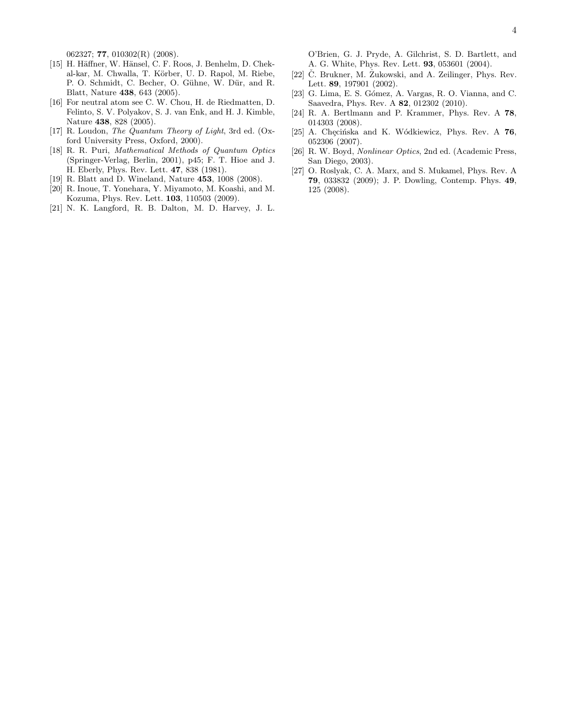062327; **77**, 010302(R) (2008).

[15] H. Häffner, W. Hänsel, C. F. Roos, J. Benhelm, D. Chek-al-kar, M. Chwalla, T. Körber, U. D. Rapol, M. Riebe, P. O. Schmidt, C. Becher, O. Gühne, W. Dür, and R. Blatt, Nature **438**, 643 (2005).

[16] For neutral atom see C. W. Chou, H. de Riedmatten, D. Felinto, S. V. Polyakov, S. J. van Enk, and H. J. Kimble, Nature **438**, 828 (2005).

[17] R. Loudon, *The Quantum Theory of Light*, 3rd ed. (Oxford University Press, Oxford, 2000).

[18] R. R. Puri, *Mathematical Methods of Quantum Optics* (Springer-Verlag, Berlin, 2001), p45; F. T. Hioe and J. H. Eberly, Phys. Rev. Lett. **47**, 838 (1981).

[19] R. Blatt and D. Wineland, Nature **453**, 1008 (2008).

[20] R. Inoue, T. Yonehara, Y. Miyamoto, M. Koashi, and M. Kozuma, Phys. Rev. Lett. **103**, 110503 (2009).

[21] N. K. Langford, R. B. Dalton, M. D. Harvey, J. L. O'Brien, G. J. Pryde, A. Gilchrist, S. D. Bartlett, and A. G. White, Phys. Rev. Lett. **93**, 053601 (2004).

[22] Č. Brukner, M. Żukowski, and A. Zeilinger, Phys. Rev. Lett. **89**, 197901 (2002).

[23] G. Lima, E. S. Gómez, A. Vargas, R. O. Vianna, and C. Saavedra, Phys. Rev. A **82**, 012302 (2010).

[24] R. A. Bertlmann and P. Krammer, Phys. Rev. A **78**, 014303 (2008).

[25] A. Chęcińska and K. Wódkiewicz, Phys. Rev. A **76**, 052306 (2007).

[26] R. W. Boyd, *Nonlinear Optics*, 2nd ed. (Academic Press, San Diego, 2003).

[27] O. Roslyak, C. A. Marx, and S. Mukamel, Phys. Rev. A **79**, 033832 (2009); J. P. Dowling, Contemp. Phys. **49**, 125 (2008).